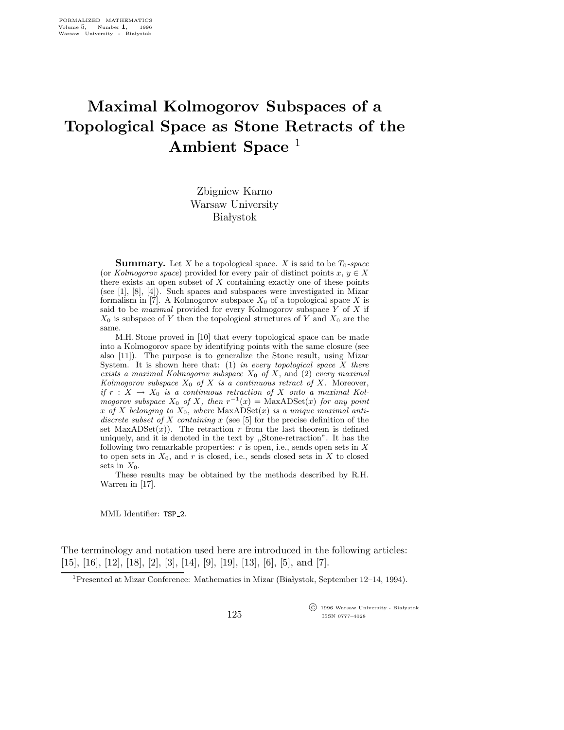# Maximal Kolmogorov Subspaces of a Topological Space as Stone Retracts of the Ambient Space [1]

Zbigniew Karno
Warsaw University
Białystok

**Summary.** Let $X$ be a topological space. $X$ is said to be $T_0$-*space* (or *Kolmogorov space*) provided for every pair of distinct points $x, y \in X$ there exists an open subset of $X$ containing exactly one of these points (see [1], [8], [4]). Such spaces and subspaces were investigated in Mizar formalism in [7]. A Kolmogorov subspace $X_0$ of a topological space $X$ is said to be *maximal* provided for every Kolmogorov subspace $Y$ of $X$ if $X_0$ is subspace of $Y$ then the topological structures of $Y$ and $X_0$ are the same.

M.H. Stone proved in [10] that every topological space can be made into a Kolmogorov space by identifying points with the same closure (see also [11]). The purpose is to generalize the Stone result, using Mizar System. It is shown here that: (1) *in every topological space $X$ there exists a maximal Kolmogorov subspace $X_0$ of $X$*, and (2) *every maximal Kolmogorov subspace $X_0$ of $X$ is a continuous retract of $X$*. Moreover, *if $r : X \to X_0$ is a continuous retraction of $X$ onto a maximal Kolmogorov subspace $X_0$ of $X$, then $r^{-1}(x) = \text{MaxADSet}(x)$ for any point $x$ of $X$ belonging to $X_0$, where* MaxADSet$(x)$ *is a unique maximal anti-discrete subset of $X$ containing $x$* (see [5] for the precise definition of the set MaxADSet$(x)$). The retraction $r$ from the last theorem is defined uniquely, and it is denoted in the text by ,,Stone-retraction". It has the following two remarkable properties: $r$ is open, i.e., sends open sets in $X$ to open sets in $X_0$, and $r$ is closed, i.e., sends closed sets in $X$ to closed sets in $X_0$.

These results may be obtained by the methods described by R.H. Warren in [17].

MML Identifier: TSP_2.

The terminology and notation used here are introduced in the following articles: [15], [16], [12], [18], [2], [3], [14], [9], [19], [13], [6], [5], and [7].

[1] Presented at Mizar Conference: Mathematics in Mizar (Białystok, September 12–14, 1994).

© 1996 Warsaw University - Białystok
ISSN 0777–4028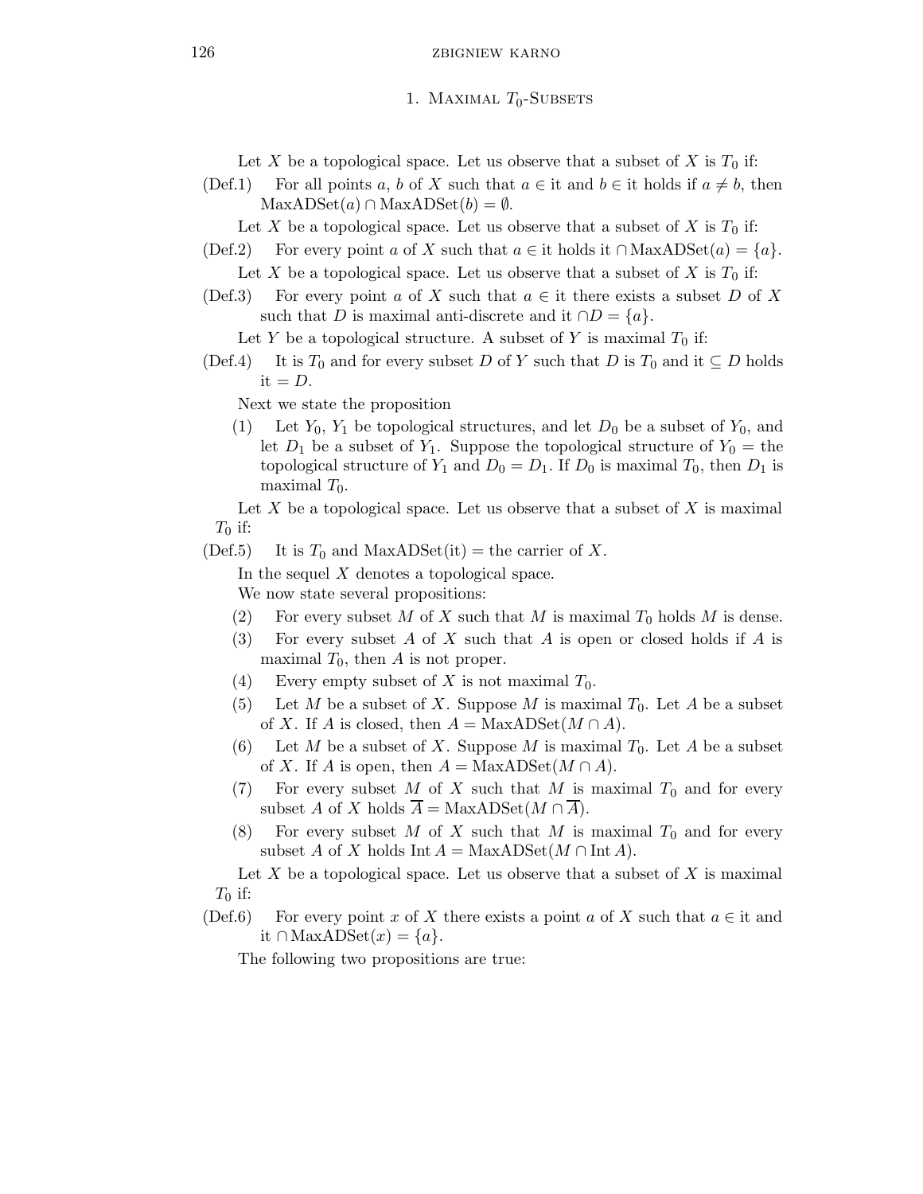## 1. Maximal $T_0$-Subsets

Let $X$ be a topological space. Let us observe that a subset of $X$ is $T_0$ if:

(Def.1) For all points $a$, $b$ of $X$ such that $a \in$ it and $b \in$ it holds if $a \neq b$, then $\mathrm{MaxADSet}(a) \cap \mathrm{MaxADSet}(b) = \emptyset$.

Let $X$ be a topological space. Let us observe that a subset of $X$ is $T_0$ if:

(Def.2) For every point $a$ of $X$ such that $a \in$ it holds it $\cap \mathrm{MaxADSet}(a) = \{a\}$.

Let $X$ be a topological space. Let us observe that a subset of $X$ is $T_0$ if:

(Def.3) For every point $a$ of $X$ such that $a \in$ it there exists a subset $D$ of $X$ such that $D$ is maximal anti-discrete and it $\cap D = \{a\}$.

Let $Y$ be a topological structure. A subset of $Y$ is maximal $T_0$ if:

(Def.4) It is $T_0$ and for every subset $D$ of $Y$ such that $D$ is $T_0$ and it $\subseteq D$ holds it $= D$.

Next we state the proposition

(1) Let $Y_0$, $Y_1$ be topological structures, and let $D_0$ be a subset of $Y_0$, and let $D_1$ be a subset of $Y_1$. Suppose the topological structure of $Y_0 =$ the topological structure of $Y_1$ and $D_0 = D_1$. If $D_0$ is maximal $T_0$, then $D_1$ is maximal $T_0$.

Let $X$ be a topological space. Let us observe that a subset of $X$ is maximal $T_0$ if:

(Def.5) It is $T_0$ and $\mathrm{MaxADSet}(\text{it}) =$ the carrier of $X$.

In the sequel $X$ denotes a topological space.

We now state several propositions:

(2) For every subset $M$ of $X$ such that $M$ is maximal $T_0$ holds $M$ is dense.

(3) For every subset $A$ of $X$ such that $A$ is open or closed holds if $A$ is maximal $T_0$, then $A$ is not proper.

(4) Every empty subset of $X$ is not maximal $T_0$.

(5) Let $M$ be a subset of $X$. Suppose $M$ is maximal $T_0$. Let $A$ be a subset of $X$. If $A$ is closed, then $A = \mathrm{MaxADSet}(M \cap A)$.

(6) Let $M$ be a subset of $X$. Suppose $M$ is maximal $T_0$. Let $A$ be a subset of $X$. If $A$ is open, then $A = \mathrm{MaxADSet}(M \cap A)$.

(7) For every subset $M$ of $X$ such that $M$ is maximal $T_0$ and for every subset $A$ of $X$ holds $\overline{A} = \mathrm{MaxADSet}(M \cap \overline{A})$.

(8) For every subset $M$ of $X$ such that $M$ is maximal $T_0$ and for every subset $A$ of $X$ holds $\mathrm{Int}\, A = \mathrm{MaxADSet}(M \cap \mathrm{Int}\, A)$.

Let $X$ be a topological space. Let us observe that a subset of $X$ is maximal $T_0$ if:

(Def.6) For every point $x$ of $X$ there exists a point $a$ of $X$ such that $a \in$ it and it $\cap \mathrm{MaxADSet}(x) = \{a\}$.

The following two propositions are true: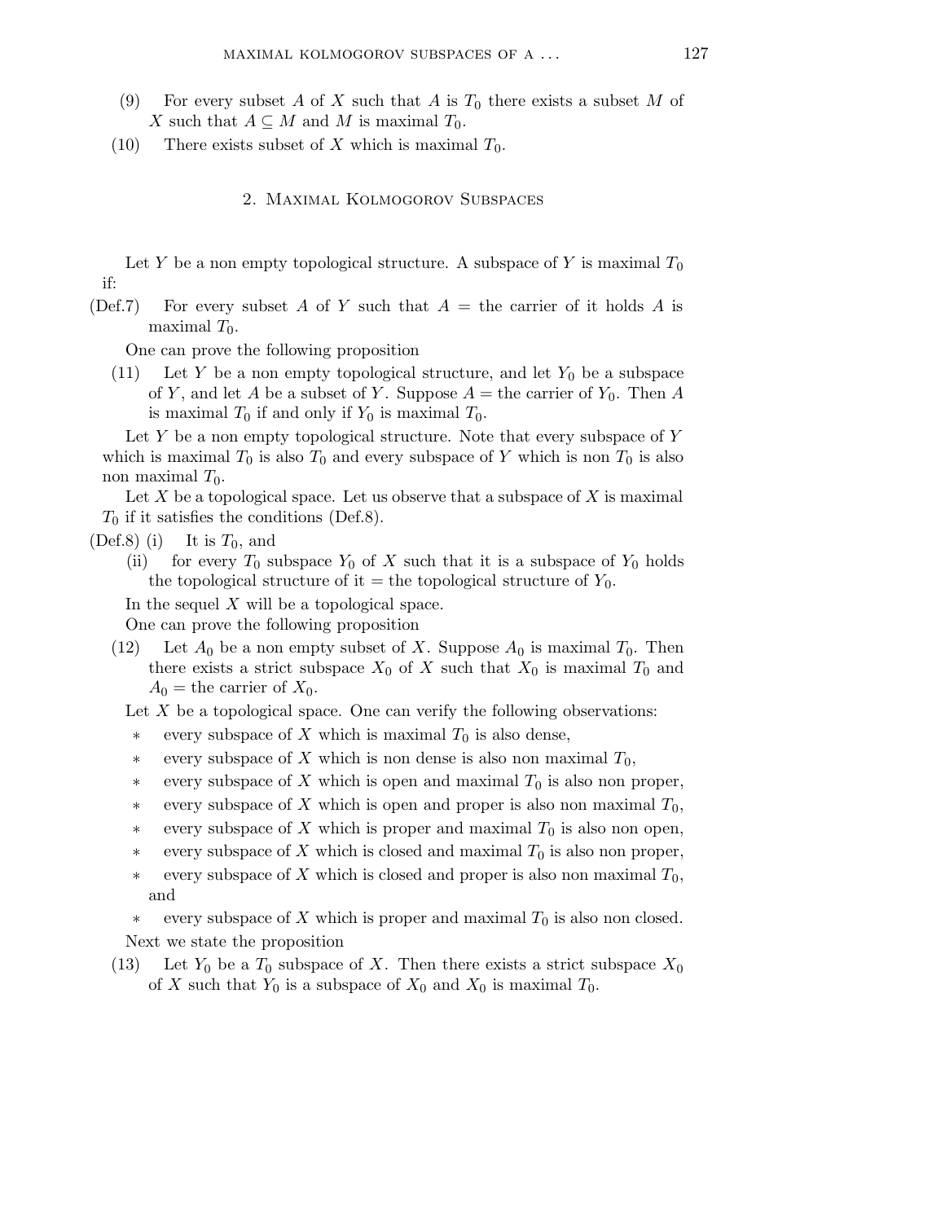(9) For every subset $A$ of $X$ such that $A$ is $T_0$ there exists a subset $M$ of $X$ such that $A \subseteq M$ and $M$ is maximal $T_0$.

(10) There exists subset of $X$ which is maximal $T_0$.

## 2. Maximal Kolmogorov Subspaces

Let $Y$ be a non empty topological structure. A subspace of $Y$ is maximal $T_0$ if:

(Def.7) For every subset $A$ of $Y$ such that $A =$ the carrier of it holds $A$ is maximal $T_0$.

One can prove the following proposition

(11) Let $Y$ be a non empty topological structure, and let $Y_0$ be a subspace of $Y$, and let $A$ be a subset of $Y$. Suppose $A =$ the carrier of $Y_0$. Then $A$ is maximal $T_0$ if and only if $Y_0$ is maximal $T_0$.

Let $Y$ be a non empty topological structure. Note that every subspace of $Y$ which is maximal $T_0$ is also $T_0$ and every subspace of $Y$ which is non $T_0$ is also non maximal $T_0$.

Let $X$ be a topological space. Let us observe that a subspace of $X$ is maximal $T_0$ if it satisfies the conditions (Def.8).

(Def.8) (i) It is $T_0$, and

(ii) for every $T_0$ subspace $Y_0$ of $X$ such that it is a subspace of $Y_0$ holds the topological structure of it $=$ the topological structure of $Y_0$.

In the sequel $X$ will be a topological space.

One can prove the following proposition

(12) Let $A_0$ be a non empty subset of $X$. Suppose $A_0$ is maximal $T_0$. Then there exists a strict subspace $X_0$ of $X$ such that $X_0$ is maximal $T_0$ and $A_0 =$ the carrier of $X_0$.

Let $X$ be a topological space. One can verify the following observations:

* every subspace of $X$ which is maximal $T_0$ is also dense,
* every subspace of $X$ which is non dense is also non maximal $T_0$,
* every subspace of $X$ which is open and maximal $T_0$ is also non proper,
* every subspace of $X$ which is open and proper is also non maximal $T_0$,
* every subspace of $X$ which is proper and maximal $T_0$ is also non open,
* every subspace of $X$ which is closed and maximal $T_0$ is also non proper,
* every subspace of $X$ which is closed and proper is also non maximal $T_0$, and
* every subspace of $X$ which is proper and maximal $T_0$ is also non closed.

Next we state the proposition

(13) Let $Y_0$ be a $T_0$ subspace of $X$. Then there exists a strict subspace $X_0$ of $X$ such that $Y_0$ is a subspace of $X_0$ and $X_0$ is maximal $T_0$.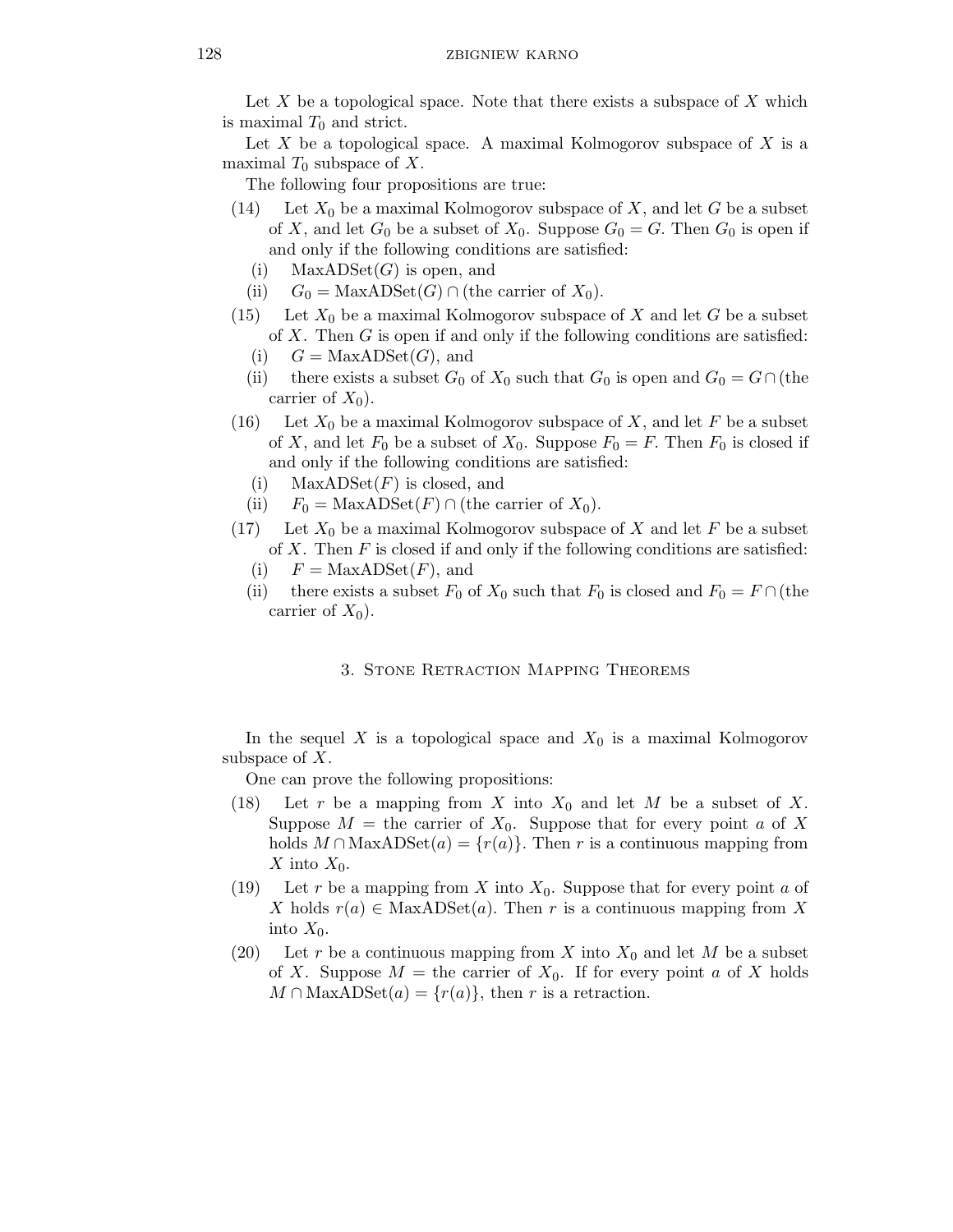Let $X$ be a topological space. Note that there exists a subspace of $X$ which is maximal $T_0$ and strict.

Let $X$ be a topological space. A maximal Kolmogorov subspace of $X$ is a maximal $T_0$ subspace of $X$.

The following four propositions are true:

(14) Let $X_0$ be a maximal Kolmogorov subspace of $X$, and let $G$ be a subset of $X$, and let $G_0$ be a subset of $X_0$. Suppose $G_0 = G$. Then $G_0$ is open if and only if the following conditions are satisfied:
  (i) $\mathrm{MaxADSet}(G)$ is open, and
  (ii) $G_0 = \mathrm{MaxADSet}(G) \cap (\text{the carrier of } X_0)$.

(15) Let $X_0$ be a maximal Kolmogorov subspace of $X$ and let $G$ be a subset of $X$. Then $G$ is open if and only if the following conditions are satisfied:
  (i) $G = \mathrm{MaxADSet}(G)$, and
  (ii) there exists a subset $G_0$ of $X_0$ such that $G_0$ is open and $G_0 = G \cap (\text{the carrier of } X_0)$.

(16) Let $X_0$ be a maximal Kolmogorov subspace of $X$, and let $F$ be a subset of $X$, and let $F_0$ be a subset of $X_0$. Suppose $F_0 = F$. Then $F_0$ is closed if and only if the following conditions are satisfied:
  (i) $\mathrm{MaxADSet}(F)$ is closed, and
  (ii) $F_0 = \mathrm{MaxADSet}(F) \cap (\text{the carrier of } X_0)$.

(17) Let $X_0$ be a maximal Kolmogorov subspace of $X$ and let $F$ be a subset of $X$. Then $F$ is closed if and only if the following conditions are satisfied:
  (i) $F = \mathrm{MaxADSet}(F)$, and
  (ii) there exists a subset $F_0$ of $X_0$ such that $F_0$ is closed and $F_0 = F \cap (\text{the carrier of } X_0)$.

## 3. Stone Retraction Mapping Theorems

In the sequel $X$ is a topological space and $X_0$ is a maximal Kolmogorov subspace of $X$.

One can prove the following propositions:

(18) Let $r$ be a mapping from $X$ into $X_0$ and let $M$ be a subset of $X$. Suppose $M =$ the carrier of $X_0$. Suppose that for every point $a$ of $X$ holds $M \cap \mathrm{MaxADSet}(a) = \{r(a)\}$. Then $r$ is a continuous mapping from $X$ into $X_0$.

(19) Let $r$ be a mapping from $X$ into $X_0$. Suppose that for every point $a$ of $X$ holds $r(a) \in \mathrm{MaxADSet}(a)$. Then $r$ is a continuous mapping from $X$ into $X_0$.

(20) Let $r$ be a continuous mapping from $X$ into $X_0$ and let $M$ be a subset of $X$. Suppose $M =$ the carrier of $X_0$. If for every point $a$ of $X$ holds $M \cap \mathrm{MaxADSet}(a) = \{r(a)\}$, then $r$ is a retraction.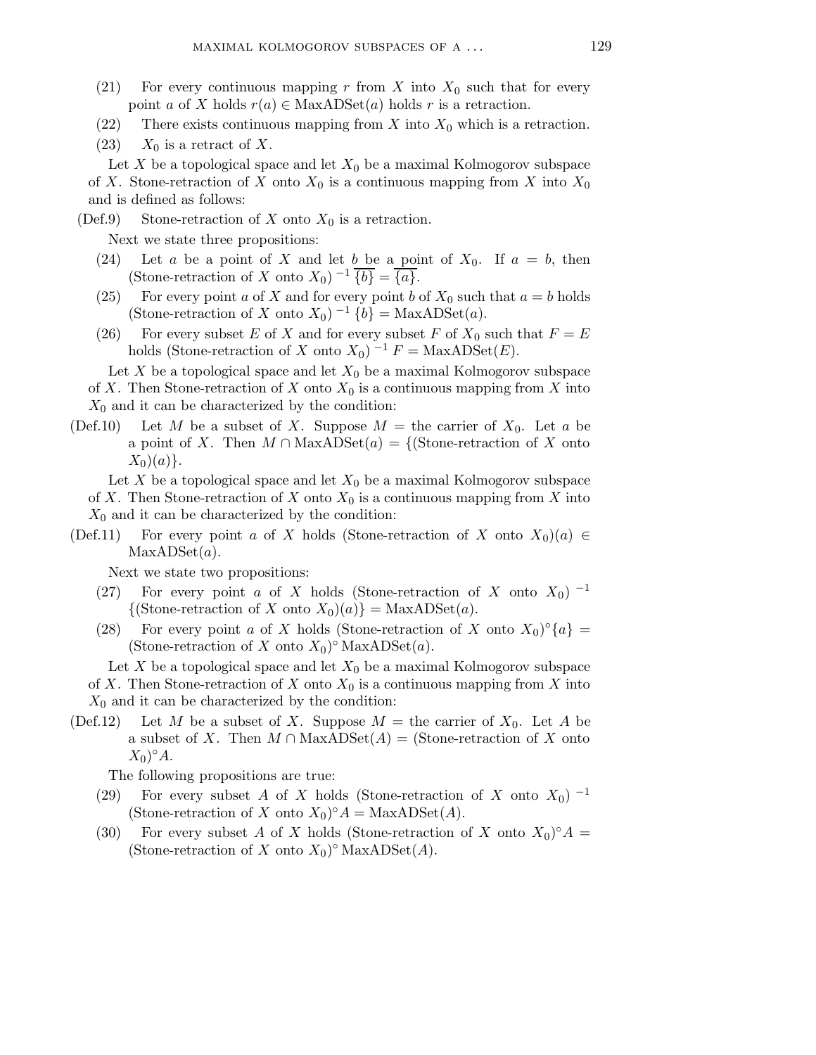(21) For every continuous mapping $r$ from $X$ into $X_0$ such that for every point $a$ of $X$ holds $r(a) \in \mathrm{MaxADSet}(a)$ holds $r$ is a retraction.

(22) There exists continuous mapping from $X$ into $X_0$ which is a retraction.

(23) $X_0$ is a retract of $X$.

Let $X$ be a topological space and let $X_0$ be a maximal Kolmogorov subspace of $X$. Stone-retraction of $X$ onto $X_0$ is a continuous mapping from $X$ into $X_0$ and is defined as follows:

(Def.9) Stone-retraction of $X$ onto $X_0$ is a retraction.

Next we state three propositions:

(24) Let $a$ be a point of $X$ and let $b$ be a point of $X_0$. If $a = b$, then $(\text{Stone-retraction of } X \text{ onto } X_0)^{-1} \overline{\{b\}} = \overline{\{a\}}$.

(25) For every point $a$ of $X$ and for every point $b$ of $X_0$ such that $a = b$ holds $(\text{Stone-retraction of } X \text{ onto } X_0)^{-1} \{b\} = \mathrm{MaxADSet}(a)$.

(26) For every subset $E$ of $X$ and for every subset $F$ of $X_0$ such that $F = E$ holds $(\text{Stone-retraction of } X \text{ onto } X_0)^{-1} F = \mathrm{MaxADSet}(E)$.

Let $X$ be a topological space and let $X_0$ be a maximal Kolmogorov subspace of $X$. Then Stone-retraction of $X$ onto $X_0$ is a continuous mapping from $X$ into $X_0$ and it can be characterized by the condition:

(Def.10) Let $M$ be a subset of $X$. Suppose $M =$ the carrier of $X_0$. Let $a$ be a point of $X$. Then $M \cap \mathrm{MaxADSet}(a) = \{(\text{Stone-retraction of } X \text{ onto } X_0)(a)\}$.

Let $X$ be a topological space and let $X_0$ be a maximal Kolmogorov subspace of $X$. Then Stone-retraction of $X$ onto $X_0$ is a continuous mapping from $X$ into $X_0$ and it can be characterized by the condition:

(Def.11) For every point $a$ of $X$ holds $(\text{Stone-retraction of } X \text{ onto } X_0)(a) \in \mathrm{MaxADSet}(a)$.

Next we state two propositions:

(27) For every point $a$ of $X$ holds $(\text{Stone-retraction of } X \text{ onto } X_0)^{-1} \{(\text{Stone-retraction of } X \text{ onto } X_0)(a)\} = \mathrm{MaxADSet}(a)$.

(28) For every point $a$ of $X$ holds $(\text{Stone-retraction of } X \text{ onto } X_0)^{\circ}\{a\} = (\text{Stone-retraction of } X \text{ onto } X_0)^{\circ} \mathrm{MaxADSet}(a)$.

Let $X$ be a topological space and let $X_0$ be a maximal Kolmogorov subspace of $X$. Then Stone-retraction of $X$ onto $X_0$ is a continuous mapping from $X$ into $X_0$ and it can be characterized by the condition:

(Def.12) Let $M$ be a subset of $X$. Suppose $M =$ the carrier of $X_0$. Let $A$ be a subset of $X$. Then $M \cap \mathrm{MaxADSet}(A) = (\text{Stone-retraction of } X \text{ onto } X_0)^{\circ} A$.

The following propositions are true:

(29) For every subset $A$ of $X$ holds $(\text{Stone-retraction of } X \text{ onto } X_0)^{-1} (\text{Stone-retraction of } X \text{ onto } X_0)^{\circ} A = \mathrm{MaxADSet}(A)$.

(30) For every subset $A$ of $X$ holds $(\text{Stone-retraction of } X \text{ onto } X_0)^{\circ} A = (\text{Stone-retraction of } X \text{ onto } X_0)^{\circ} \mathrm{MaxADSet}(A)$.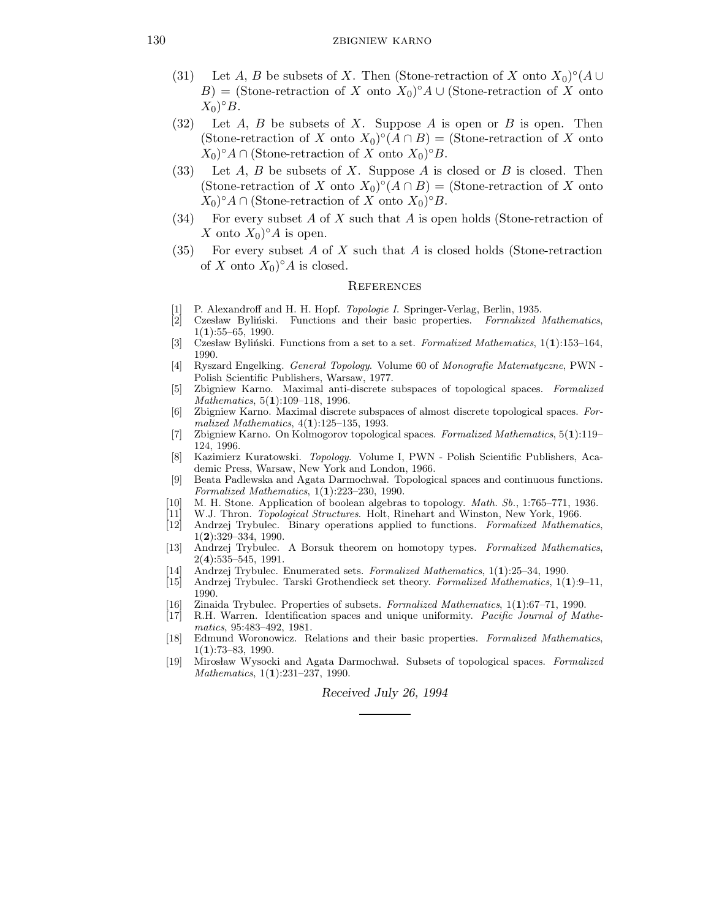(31) Let $A$, $B$ be subsets of $X$. Then (Stone-retraction of $X$ onto $X_0$)$^\circ(A \cup B)$ = (Stone-retraction of $X$ onto $X_0$)$^\circ A \cup$ (Stone-retraction of $X$ onto $X_0$)$^\circ B$.

(32) Let $A$, $B$ be subsets of $X$. Suppose $A$ is open or $B$ is open. Then (Stone-retraction of $X$ onto $X_0$)$^\circ(A \cap B)$ = (Stone-retraction of $X$ onto $X_0$)$^\circ A \cap$ (Stone-retraction of $X$ onto $X_0$)$^\circ B$.

(33) Let $A$, $B$ be subsets of $X$. Suppose $A$ is closed or $B$ is closed. Then (Stone-retraction of $X$ onto $X_0$)$^\circ(A \cap B)$ = (Stone-retraction of $X$ onto $X_0$)$^\circ A \cap$ (Stone-retraction of $X$ onto $X_0$)$^\circ B$.

(34) For every subset $A$ of $X$ such that $A$ is open holds (Stone-retraction of $X$ onto $X_0$)$^\circ A$ is open.

(35) For every subset $A$ of $X$ such that $A$ is closed holds (Stone-retraction of $X$ onto $X_0$)$^\circ A$ is closed.

## References

[1] P. Alexandroff and H. H. Hopf. *Topologie I*. Springer-Verlag, Berlin, 1935.

[2] Czesław Byliński. Functions and their basic properties. *Formalized Mathematics*, 1(**1**):55–65, 1990.

[3] Czesław Byliński. Functions from a set to a set. *Formalized Mathematics*, 1(**1**):153–164, 1990.

[4] Ryszard Engelking. *General Topology*. Volume 60 of *Monografie Matematyczne*, PWN - Polish Scientific Publishers, Warsaw, 1977.

[5] Zbigniew Karno. Maximal anti-discrete subspaces of topological spaces. *Formalized Mathematics*, 5(**1**):109–118, 1996.

[6] Zbigniew Karno. Maximal discrete subspaces of almost discrete topological spaces. *Formalized Mathematics*, 4(**1**):125–135, 1993.

[7] Zbigniew Karno. On Kolmogorov topological spaces. *Formalized Mathematics*, 5(**1**):119–124, 1996.

[8] Kazimierz Kuratowski. *Topology*. Volume I, PWN - Polish Scientific Publishers, Academic Press, Warsaw, New York and London, 1966.

[9] Beata Padlewska and Agata Darmochwał. Topological spaces and continuous functions. *Formalized Mathematics*, 1(**1**):223–230, 1990.

[10] M. H. Stone. Application of boolean algebras to topology. *Math. Sb.*, 1:765–771, 1936.

[11] W.J. Thron. *Topological Structures*. Holt, Rinehart and Winston, New York, 1966.

[12] Andrzej Trybulec. Binary operations applied to functions. *Formalized Mathematics*, 1(**2**):329–334, 1990.

[13] Andrzej Trybulec. A Borsuk theorem on homotopy types. *Formalized Mathematics*, 2(**4**):535–545, 1991.

[14] Andrzej Trybulec. Enumerated sets. *Formalized Mathematics*, 1(**1**):25–34, 1990.

[15] Andrzej Trybulec. Tarski Grothendieck set theory. *Formalized Mathematics*, 1(**1**):9–11, 1990.

[16] Zinaida Trybulec. Properties of subsets. *Formalized Mathematics*, 1(**1**):67–71, 1990.

[17] R.H. Warren. Identification spaces and unique uniformity. *Pacific Journal of Mathematics*, 95:483–492, 1981.

[18] Edmund Woronowicz. Relations and their basic properties. *Formalized Mathematics*, 1(**1**):73–83, 1990.

[19] Mirosław Wysocki and Agata Darmochwał. Subsets of topological spaces. *Formalized Mathematics*, 1(**1**):231–237, 1990.

*Received July 26, 1994*